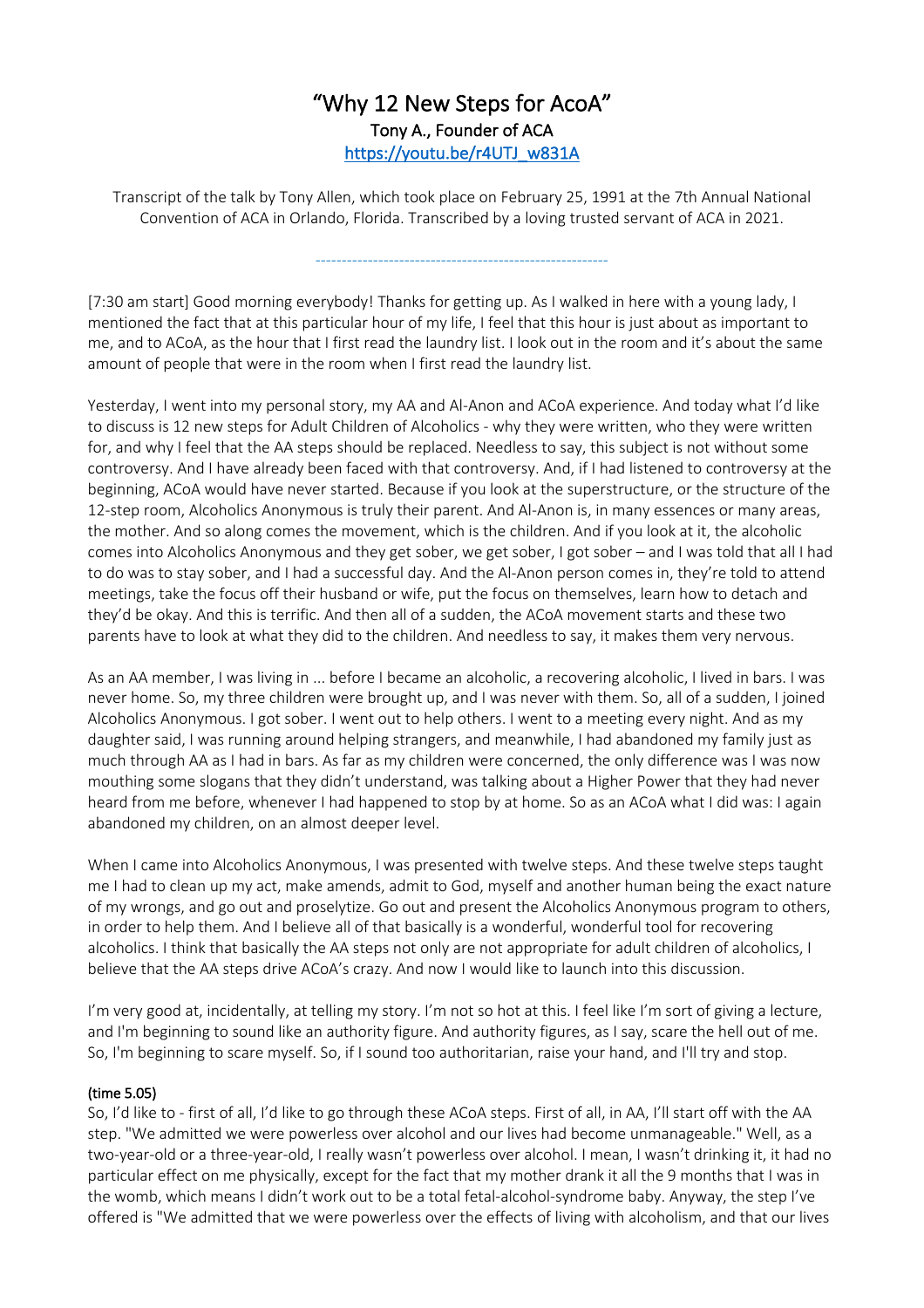# "Why 12 New Steps for AcoA"

## Tony A., Founder of ACA

[https://youtu.be/r4UTJ_w831A](https://youtu.be/r4UTJ_w831A)

Transcript of the talk by Tony Allen, which took place on February 25, 1991 at the 7th Annual National Convention of ACA in Orlando, Florida. Transcribed by a loving trusted servant of ACA in 2021.

---

[7:30 am start] Good morning everybody! Thanks for getting up. As I walked in here with a young lady, I mentioned the fact that at this particular hour of my life, I feel that this hour is just about as important to me, and to ACoA, as the hour that I first read the laundry list. I look out in the room and it's about the same amount of people that were in the room when I first read the laundry list.

Yesterday, I went into my personal story, my AA and Al-Anon and ACoA experience. And today what I'd like to discuss is 12 new steps for Adult Children of Alcoholics - why they were written, who they were written for, and why I feel that the AA steps should be replaced. Needless to say, this subject is not without some controversy. And I have already been faced with that controversy. And, if I had listened to controversy at the beginning, ACoA would have never started. Because if you look at the superstructure, or the structure of the 12-step room, Alcoholics Anonymous is truly their parent. And Al-Anon is, in many essences or many areas, the mother. And so along comes the movement, which is the children. And if you look at it, the alcoholic comes into Alcoholics Anonymous and they get sober, we get sober, I got sober – and I was told that all I had to do was to stay sober, and I had a successful day. And the Al-Anon person comes in, they're told to attend meetings, take the focus off their husband or wife, put the focus on themselves, learn how to detach and they'd be okay. And this is terrific. And then all of a sudden, the ACoA movement starts and these two parents have to look at what they did to the children. And needless to say, it makes them very nervous.

As an AA member, I was living in ... before I became an alcoholic, a recovering alcoholic, I lived in bars. I was never home. So, my three children were brought up, and I was never with them. So, all of a sudden, I joined Alcoholics Anonymous. I got sober. I went out to help others. I went to a meeting every night. And as my daughter said, I was running around helping strangers, and meanwhile, I had abandoned my family just as much through AA as I had in bars. As far as my children were concerned, the only difference was I was now mouthing some slogans that they didn't understand, was talking about a Higher Power that they had never heard from me before, whenever I had happened to stop by at home. So as an ACoA what I did was: I again abandoned my children, on an almost deeper level.

When I came into Alcoholics Anonymous, I was presented with twelve steps. And these twelve steps taught me I had to clean up my act, make amends, admit to God, myself and another human being the exact nature of my wrongs, and go out and proselytize. Go out and present the Alcoholics Anonymous program to others, in order to help them. And I believe all of that basically is a wonderful, wonderful tool for recovering alcoholics. I think that basically the AA steps not only are not appropriate for adult children of alcoholics, I believe that the AA steps drive ACoA's crazy. And now I would like to launch into this discussion.

I'm very good at, incidentally, at telling my story. I'm not so hot at this. I feel like I'm sort of giving a lecture, and I'm beginning to sound like an authority figure. And authority figures, as I say, scare the hell out of me. So, I'm beginning to scare myself. So, if I sound too authoritarian, raise your hand, and I'll try and stop.

**(time 5.05)**

So, I'd like to - first of all, I'd like to go through these ACoA steps. First of all, in AA, I'll start off with the AA step. "We admitted we were powerless over alcohol and our lives had become unmanageable." Well, as a two-year-old or a three-year-old, I really wasn't powerless over alcohol. I mean, I wasn't drinking it, it had no particular effect on me physically, except for the fact that my mother drank it all the 9 months that I was in the womb, which means I didn't work out to be a total fetal-alcohol-syndrome baby. Anyway, the step I've offered is "We admitted that we were powerless over the effects of living with alcoholism, and that our lives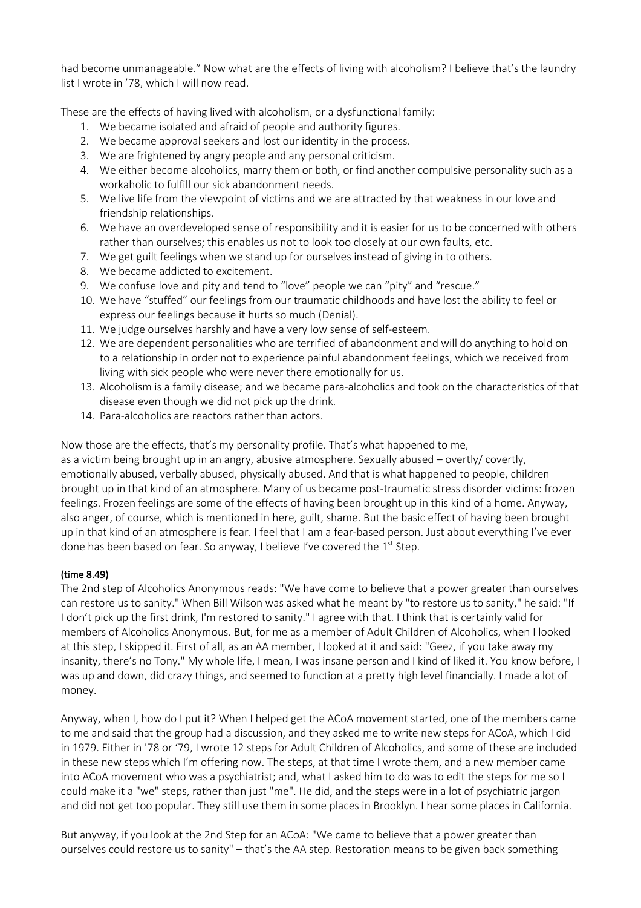had become unmanageable." Now what are the effects of living with alcoholism? I believe that's the laundry list I wrote in '78, which I will now read.

These are the effects of having lived with alcoholism, or a dysfunctional family:

1. We became isolated and afraid of people and authority figures.
2. We became approval seekers and lost our identity in the process.
3. We are frightened by angry people and any personal criticism.
4. We either become alcoholics, marry them or both, or find another compulsive personality such as a workaholic to fulfill our sick abandonment needs.
5. We live life from the viewpoint of victims and we are attracted by that weakness in our love and friendship relationships.
6. We have an overdeveloped sense of responsibility and it is easier for us to be concerned with others rather than ourselves; this enables us not to look too closely at our own faults, etc.
7. We get guilt feelings when we stand up for ourselves instead of giving in to others.
8. We became addicted to excitement.
9. We confuse love and pity and tend to "love" people we can "pity" and "rescue."
10. We have "stuffed" our feelings from our traumatic childhoods and have lost the ability to feel or express our feelings because it hurts so much (Denial).
11. We judge ourselves harshly and have a very low sense of self-esteem.
12. We are dependent personalities who are terrified of abandonment and will do anything to hold on to a relationship in order not to experience painful abandonment feelings, which we received from living with sick people who were never there emotionally for us.
13. Alcoholism is a family disease; and we became para-alcoholics and took on the characteristics of that disease even though we did not pick up the drink.
14. Para-alcoholics are reactors rather than actors.

Now those are the effects, that's my personality profile. That's what happened to me, as a victim being brought up in an angry, abusive atmosphere. Sexually abused – overtly/ covertly, emotionally abused, verbally abused, physically abused. And that is what happened to people, children brought up in that kind of an atmosphere. Many of us became post-traumatic stress disorder victims: frozen feelings. Frozen feelings are some of the effects of having been brought up in this kind of a home. Anyway, also anger, of course, which is mentioned in here, guilt, shame. But the basic effect of having been brought up in that kind of an atmosphere is fear. I feel that I am a fear-based person. Just about everything I've ever done has been based on fear. So anyway, I believe I've covered the 1st Step.

**(time 8.49)**

The 2nd step of Alcoholics Anonymous reads: "We have come to believe that a power greater than ourselves can restore us to sanity." When Bill Wilson was asked what he meant by "to restore us to sanity," he said: "If I don't pick up the first drink, I'm restored to sanity." I agree with that. I think that is certainly valid for members of Alcoholics Anonymous. But, for me as a member of Adult Children of Alcoholics, when I looked at this step, I skipped it. First of all, as an AA member, I looked at it and said: "Geez, if you take away my insanity, there's no Tony." My whole life, I mean, I was insane person and I kind of liked it. You know before, I was up and down, did crazy things, and seemed to function at a pretty high level financially. I made a lot of money.

Anyway, when I, how do I put it? When I helped get the ACoA movement started, one of the members came to me and said that the group had a discussion, and they asked me to write new steps for ACoA, which I did in 1979. Either in '78 or '79, I wrote 12 steps for Adult Children of Alcoholics, and some of these are included in these new steps which I'm offering now. The steps, at that time I wrote them, and a new member came into ACoA movement who was a psychiatrist; and, what I asked him to do was to edit the steps for me so I could make it a "we" steps, rather than just "me". He did, and the steps were in a lot of psychiatric jargon and did not get too popular. They still use them in some places in Brooklyn. I hear some places in California.

But anyway, if you look at the 2nd Step for an ACoA: "We came to believe that a power greater than ourselves could restore us to sanity" – that's the AA step. Restoration means to be given back something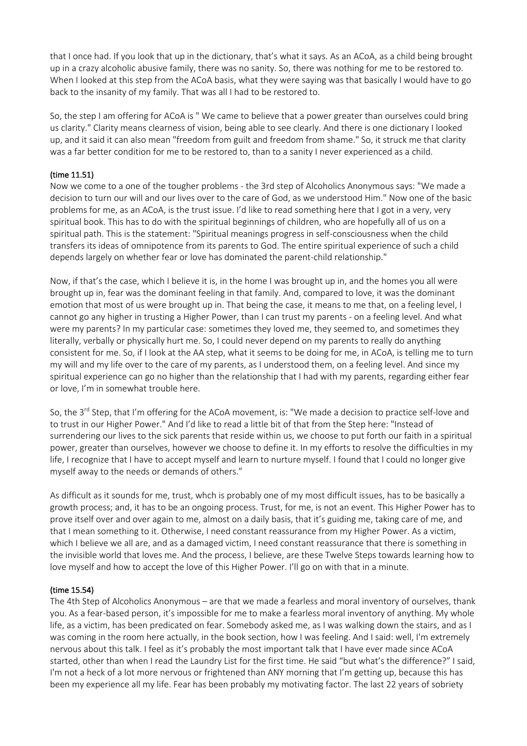that I once had. If you look that up in the dictionary, that's what it says. As an ACoA, as a child being brought up in a crazy alcoholic abusive family, there was no sanity. So, there was nothing for me to be restored to. When I looked at this step from the ACoA basis, what they were saying was that basically I would have to go back to the insanity of my family. That was all I had to be restored to.

So, the step I am offering for ACoA is " We came to believe that a power greater than ourselves could bring us clarity." Clarity means clearness of vision, being able to see clearly. And there is one dictionary I looked up, and it said it can also mean "freedom from guilt and freedom from shame." So, it struck me that clarity was a far better condition for me to be restored to, than to a sanity I never experienced as a child.

**(time 11.51)**

Now we come to a one of the tougher problems - the 3rd step of Alcoholics Anonymous says: "We made a decision to turn our will and our lives over to the care of God, as we understood Him." Now one of the basic problems for me, as an ACoA, is the trust issue. I'd like to read something here that I got in a very, very spiritual book. This has to do with the spiritual beginnings of children, who are hopefully all of us on a spiritual path. This is the statement: "Spiritual meanings progress in self-consciousness when the child transfers its ideas of omnipotence from its parents to God. The entire spiritual experience of such a child depends largely on whether fear or love has dominated the parent-child relationship."

Now, if that's the case, which I believe it is, in the home I was brought up in, and the homes you all were brought up in, fear was the dominant feeling in that family. And, compared to love, it was the dominant emotion that most of us were brought up in. That being the case, it means to me that, on a feeling level, I cannot go any higher in trusting a Higher Power, than I can trust my parents - on a feeling level. And what were my parents? In my particular case: sometimes they loved me, they seemed to, and sometimes they literally, verbally or physically hurt me. So, I could never depend on my parents to really do anything consistent for me. So, if I look at the AA step, what it seems to be doing for me, in ACoA, is telling me to turn my will and my life over to the care of my parents, as I understood them, on a feeling level. And since my spiritual experience can go no higher than the relationship that I had with my parents, regarding either fear or love, I'm in somewhat trouble here.

So, the 3rd Step, that I'm offering for the ACoA movement, is: "We made a decision to practice self-love and to trust in our Higher Power." And I'd like to read a little bit of that from the Step here: "Instead of surrendering our lives to the sick parents that reside within us, we choose to put forth our faith in a spiritual power, greater than ourselves, however we choose to define it. In my efforts to resolve the difficulties in my life, I recognize that I have to accept myself and learn to nurture myself. I found that I could no longer give myself away to the needs or demands of others."

As difficult as it sounds for me, trust, whch is probably one of my most difficult issues, has to be basically a growth process; and, it has to be an ongoing process. Trust, for me, is not an event. This Higher Power has to prove itself over and over again to me, almost on a daily basis, that it's guiding me, taking care of me, and that I mean something to it. Otherwise, I need constant reassurance from my Higher Power. As a victim, which I believe we all are, and as a damaged victim, I need constant reassurance that there is something in the invisible world that loves me. And the process, I believe, are these Twelve Steps towards learning how to love myself and how to accept the love of this Higher Power. I'll go on with that in a minute.

**(time 15.54)**

The 4th Step of Alcoholics Anonymous – are that we made a fearless and moral inventory of ourselves, thank you. As a fear-based person, it's impossible for me to make a fearless moral inventory of anything. My whole life, as a victim, has been predicated on fear. Somebody asked me, as I was walking down the stairs, and as I was coming in the room here actually, in the book section, how I was feeling. And I said: well, I'm extremely nervous about this talk. I feel as it's probably the most important talk that I have ever made since ACoA started, other than when I read the Laundry List for the first time. He said "but what's the difference?" I said, I'm not a heck of a lot more nervous or frightened than ANY morning that I'm getting up, because this has been my experience all my life. Fear has been probably my motivating factor. The last 22 years of sobriety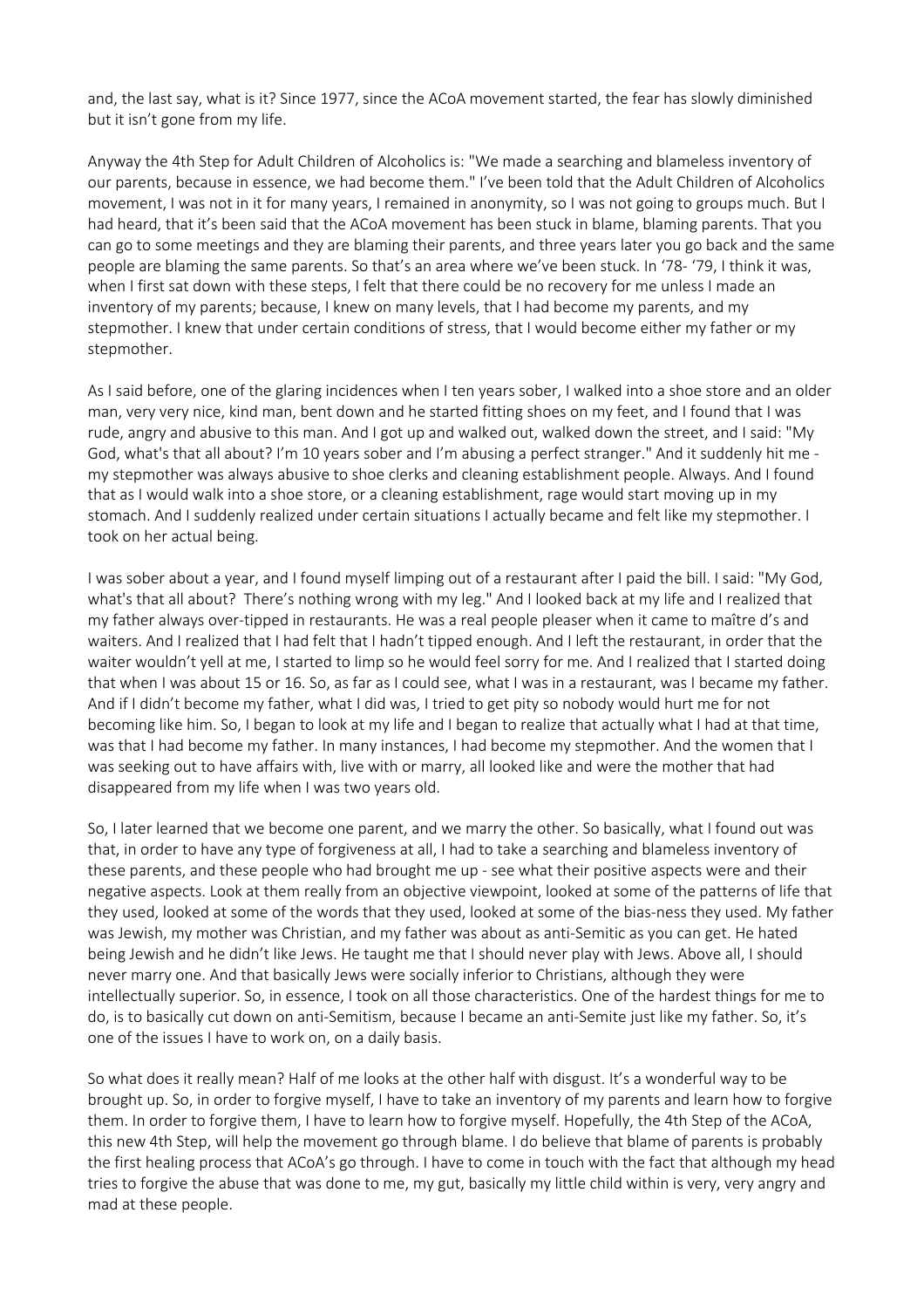and, the last say, what is it? Since 1977, since the ACoA movement started, the fear has slowly diminished but it isn't gone from my life.

Anyway the 4th Step for Adult Children of Alcoholics is: "We made a searching and blameless inventory of our parents, because in essence, we had become them." I've been told that the Adult Children of Alcoholics movement, I was not in it for many years, I remained in anonymity, so I was not going to groups much. But I had heard, that it's been said that the ACoA movement has been stuck in blame, blaming parents. That you can go to some meetings and they are blaming their parents, and three years later you go back and the same people are blaming the same parents. So that's an area where we've been stuck. In '78- '79, I think it was, when I first sat down with these steps, I felt that there could be no recovery for me unless I made an inventory of my parents; because, I knew on many levels, that I had become my parents, and my stepmother. I knew that under certain conditions of stress, that I would become either my father or my stepmother.

As I said before, one of the glaring incidences when I ten years sober, I walked into a shoe store and an older man, very very nice, kind man, bent down and he started fitting shoes on my feet, and I found that I was rude, angry and abusive to this man. And I got up and walked out, walked down the street, and I said: "My God, what's that all about? I'm 10 years sober and I'm abusing a perfect stranger." And it suddenly hit me - my stepmother was always abusive to shoe clerks and cleaning establishment people. Always. And I found that as I would walk into a shoe store, or a cleaning establishment, rage would start moving up in my stomach. And I suddenly realized under certain situations I actually became and felt like my stepmother. I took on her actual being.

I was sober about a year, and I found myself limping out of a restaurant after I paid the bill. I said: "My God, what's that all about? There's nothing wrong with my leg." And I looked back at my life and I realized that my father always over-tipped in restaurants. He was a real people pleaser when it came to maître d's and waiters. And I realized that I had felt that I hadn't tipped enough. And I left the restaurant, in order that the waiter wouldn't yell at me, I started to limp so he would feel sorry for me. And I realized that I started doing that when I was about 15 or 16. So, as far as I could see, what I was in a restaurant, was I became my father. And if I didn't become my father, what I did was, I tried to get pity so nobody would hurt me for not becoming like him. So, I began to look at my life and I began to realize that actually what I had at that time, was that I had become my father. In many instances, I had become my stepmother. And the women that I was seeking out to have affairs with, live with or marry, all looked like and were the mother that had disappeared from my life when I was two years old.

So, I later learned that we become one parent, and we marry the other. So basically, what I found out was that, in order to have any type of forgiveness at all, I had to take a searching and blameless inventory of these parents, and these people who had brought me up - see what their positive aspects were and their negative aspects. Look at them really from an objective viewpoint, looked at some of the patterns of life that they used, looked at some of the words that they used, looked at some of the bias-ness they used. My father was Jewish, my mother was Christian, and my father was about as anti-Semitic as you can get. He hated being Jewish and he didn't like Jews. He taught me that I should never play with Jews. Above all, I should never marry one. And that basically Jews were socially inferior to Christians, although they were intellectually superior. So, in essence, I took on all those characteristics. One of the hardest things for me to do, is to basically cut down on anti-Semitism, because I became an anti-Semite just like my father. So, it's one of the issues I have to work on, on a daily basis.

So what does it really mean? Half of me looks at the other half with disgust. It's a wonderful way to be brought up. So, in order to forgive myself, I have to take an inventory of my parents and learn how to forgive them. In order to forgive them, I have to learn how to forgive myself. Hopefully, the 4th Step of the ACoA, this new 4th Step, will help the movement go through blame. I do believe that blame of parents is probably the first healing process that ACoA's go through. I have to come in touch with the fact that although my head tries to forgive the abuse that was done to me, my gut, basically my little child within is very, very angry and mad at these people.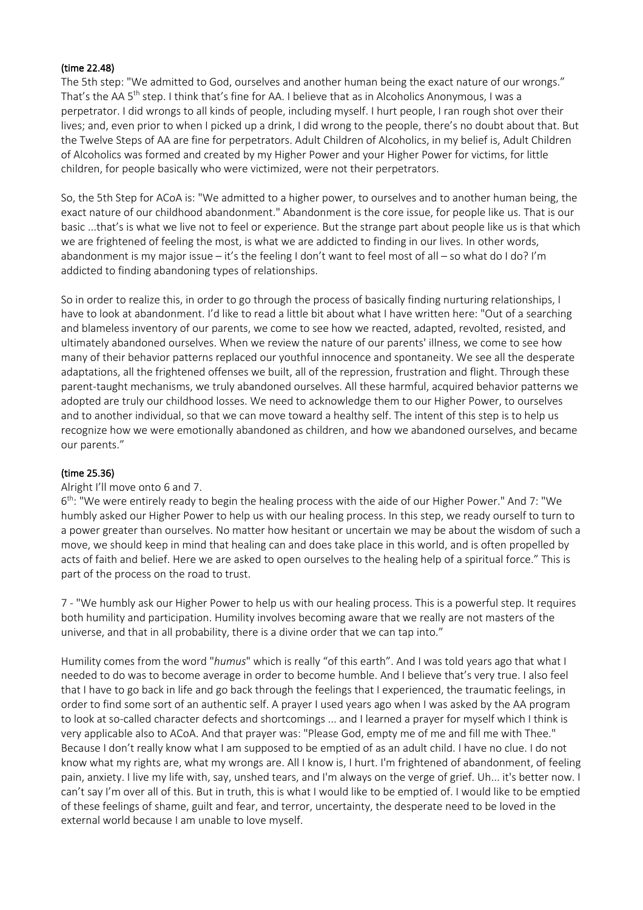**(time 22.48)**

The 5th step: "We admitted to God, ourselves and another human being the exact nature of our wrongs." That's the AA 5th step. I think that's fine for AA. I believe that as in Alcoholics Anonymous, I was a perpetrator. I did wrongs to all kinds of people, including myself. I hurt people, I ran rough shot over their lives; and, even prior to when I picked up a drink, I did wrong to the people, there's no doubt about that. But the Twelve Steps of AA are fine for perpetrators. Adult Children of Alcoholics, in my belief is, Adult Children of Alcoholics was formed and created by my Higher Power and your Higher Power for victims, for little children, for people basically who were victimized, were not their perpetrators.

So, the 5th Step for ACoA is: "We admitted to a higher power, to ourselves and to another human being, the exact nature of our childhood abandonment." Abandonment is the core issue, for people like us. That is our basic ...that's is what we live not to feel or experience. But the strange part about people like us is that which we are frightened of feeling the most, is what we are addicted to finding in our lives. In other words, abandonment is my major issue – it's the feeling I don't want to feel most of all – so what do I do? I'm addicted to finding abandoning types of relationships.

So in order to realize this, in order to go through the process of basically finding nurturing relationships, I have to look at abandonment. I'd like to read a little bit about what I have written here: "Out of a searching and blameless inventory of our parents, we come to see how we reacted, adapted, revolted, resisted, and ultimately abandoned ourselves. When we review the nature of our parents' illness, we come to see how many of their behavior patterns replaced our youthful innocence and spontaneity. We see all the desperate adaptations, all the frightened offenses we built, all of the repression, frustration and flight. Through these parent-taught mechanisms, we truly abandoned ourselves. All these harmful, acquired behavior patterns we adopted are truly our childhood losses. We need to acknowledge them to our Higher Power, to ourselves and to another individual, so that we can move toward a healthy self. The intent of this step is to help us recognize how we were emotionally abandoned as children, and how we abandoned ourselves, and became our parents."

**(time 25.36)**

Alright I'll move onto 6 and 7.

6th: "We were entirely ready to begin the healing process with the aide of our Higher Power." And 7: "We humbly asked our Higher Power to help us with our healing process. In this step, we ready ourself to turn to a power greater than ourselves. No matter how hesitant or uncertain we may be about the wisdom of such a move, we should keep in mind that healing can and does take place in this world, and is often propelled by acts of faith and belief. Here we are asked to open ourselves to the healing help of a spiritual force." This is part of the process on the road to trust.

7 - "We humbly ask our Higher Power to help us with our healing process. This is a powerful step. It requires both humility and participation. Humility involves becoming aware that we really are not masters of the universe, and that in all probability, there is a divine order that we can tap into."

Humility comes from the word "*humus*" which is really "of this earth". And I was told years ago that what I needed to do was to become average in order to become humble. And I believe that's very true. I also feel that I have to go back in life and go back through the feelings that I experienced, the traumatic feelings, in order to find some sort of an authentic self. A prayer I used years ago when I was asked by the AA program to look at so-called character defects and shortcomings ... and I learned a prayer for myself which I think is very applicable also to ACoA. And that prayer was: "Please God, empty me of me and fill me with Thee." Because I don't really know what I am supposed to be emptied of as an adult child. I have no clue. I do not know what my rights are, what my wrongs are. All I know is, I hurt. I'm frightened of abandonment, of feeling pain, anxiety. I live my life with, say, unshed tears, and I'm always on the verge of grief. Uh... it's better now. I can't say I'm over all of this. But in truth, this is what I would like to be emptied of. I would like to be emptied of these feelings of shame, guilt and fear, and terror, uncertainty, the desperate need to be loved in the external world because I am unable to love myself.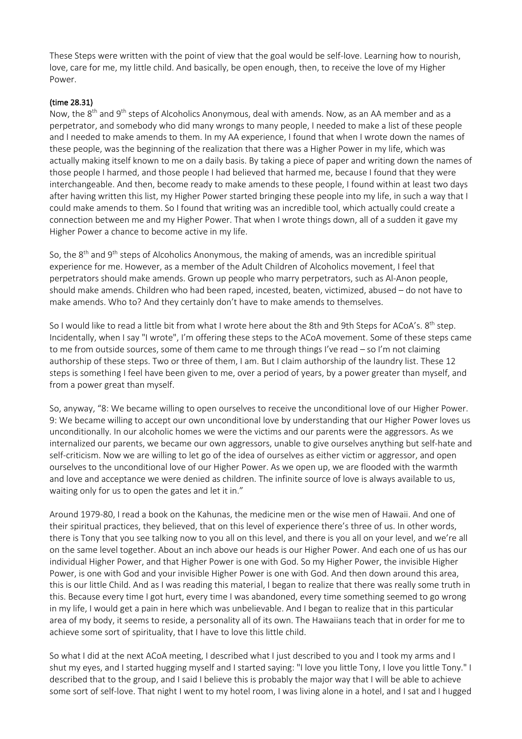These Steps were written with the point of view that the goal would be self-love. Learning how to nourish, love, care for me, my little child. And basically, be open enough, then, to receive the love of my Higher Power.

**(time 28.31)**

Now, the 8th and 9th steps of Alcoholics Anonymous, deal with amends. Now, as an AA member and as a perpetrator, and somebody who did many wrongs to many people, I needed to make a list of these people and I needed to make amends to them. In my AA experience, I found that when I wrote down the names of these people, was the beginning of the realization that there was a Higher Power in my life, which was actually making itself known to me on a daily basis. By taking a piece of paper and writing down the names of those people I harmed, and those people I had believed that harmed me, because I found that they were interchangeable. And then, become ready to make amends to these people, I found within at least two days after having written this list, my Higher Power started bringing these people into my life, in such a way that I could make amends to them. So I found that writing was an incredible tool, which actually could create a connection between me and my Higher Power. That when I wrote things down, all of a sudden it gave my Higher Power a chance to become active in my life.

So, the 8th and 9th steps of Alcoholics Anonymous, the making of amends, was an incredible spiritual experience for me. However, as a member of the Adult Children of Alcoholics movement, I feel that perpetrators should make amends. Grown up people who marry perpetrators, such as Al-Anon people, should make amends. Children who had been raped, incested, beaten, victimized, abused – do not have to make amends. Who to? And they certainly don't have to make amends to themselves.

So I would like to read a little bit from what I wrote here about the 8th and 9th Steps for ACoA's. 8th step. Incidentally, when I say "I wrote", I'm offering these steps to the ACoA movement. Some of these steps came to me from outside sources, some of them came to me through things I've read – so I'm not claiming authorship of these steps. Two or three of them, I am. But I claim authorship of the laundry list. These 12 steps is something I feel have been given to me, over a period of years, by a power greater than myself, and from a power great than myself.

So, anyway, "8: We became willing to open ourselves to receive the unconditional love of our Higher Power. 9: We became willing to accept our own unconditional love by understanding that our Higher Power loves us unconditionally. In our alcoholic homes we were the victims and our parents were the aggressors. As we internalized our parents, we became our own aggressors, unable to give ourselves anything but self-hate and self-criticism. Now we are willing to let go of the idea of ourselves as either victim or aggressor, and open ourselves to the unconditional love of our Higher Power. As we open up, we are flooded with the warmth and love and acceptance we were denied as children. The infinite source of love is always available to us, waiting only for us to open the gates and let it in."

Around 1979-80, I read a book on the Kahunas, the medicine men or the wise men of Hawaii. And one of their spiritual practices, they believed, that on this level of experience there's three of us. In other words, there is Tony that you see talking now to you all on this level, and there is you all on your level, and we're all on the same level together. About an inch above our heads is our Higher Power. And each one of us has our individual Higher Power, and that Higher Power is one with God. So my Higher Power, the invisible Higher Power, is one with God and your invisible Higher Power is one with God. And then down around this area, this is our little Child. And as I was reading this material, I began to realize that there was really some truth in this. Because every time I got hurt, every time I was abandoned, every time something seemed to go wrong in my life, I would get a pain in here which was unbelievable. And I began to realize that in this particular area of my body, it seems to reside, a personality all of its own. The Hawaiians teach that in order for me to achieve some sort of spirituality, that I have to love this little child.

So what I did at the next ACoA meeting, I described what I just described to you and I took my arms and I shut my eyes, and I started hugging myself and I started saying: "I love you little Tony, I love you little Tony." I described that to the group, and I said I believe this is probably the major way that I will be able to achieve some sort of self-love. That night I went to my hotel room, I was living alone in a hotel, and I sat and I hugged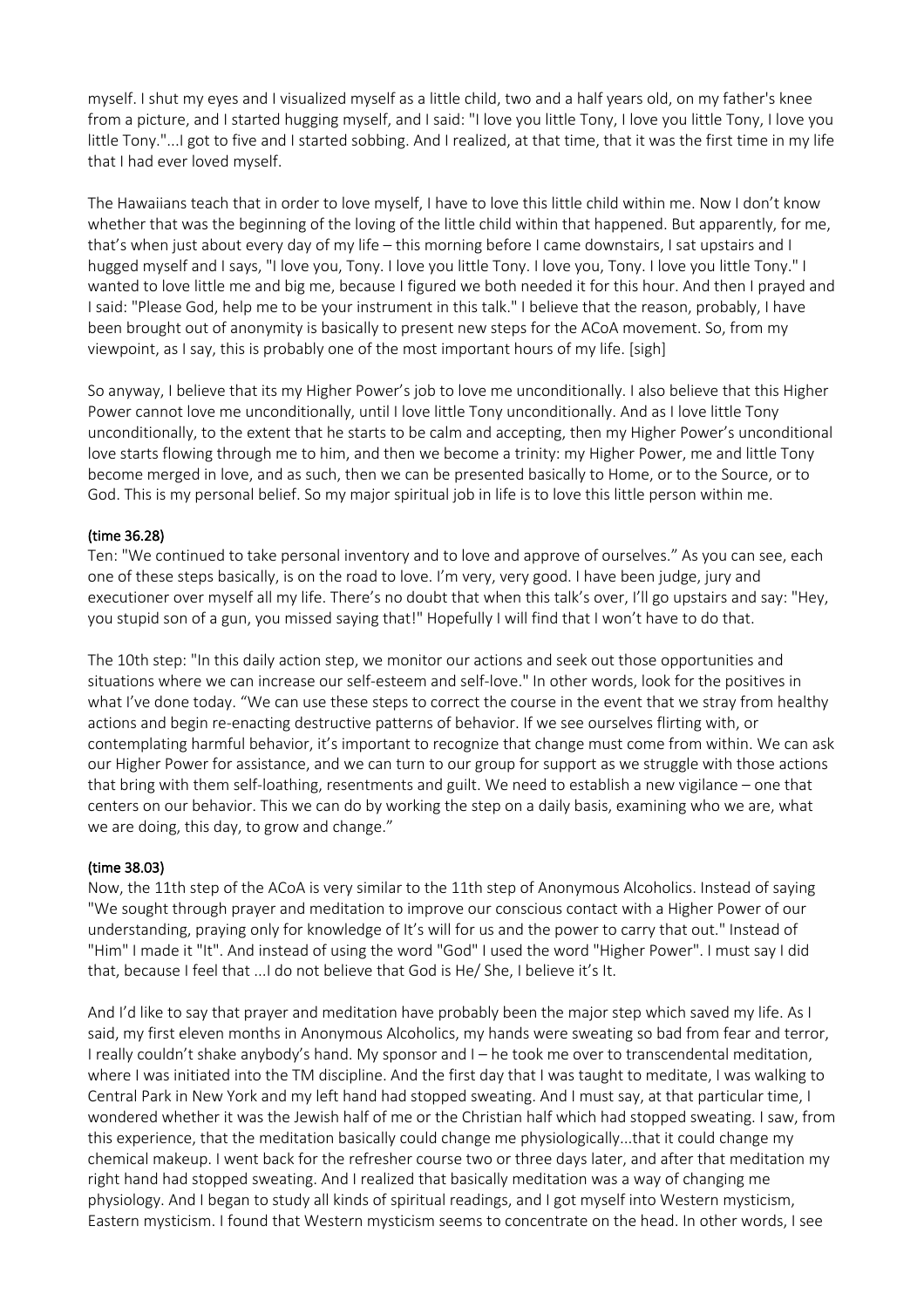myself. I shut my eyes and I visualized myself as a little child, two and a half years old, on my father's knee from a picture, and I started hugging myself, and I said: "I love you little Tony, I love you little Tony, I love you little Tony."...I got to five and I started sobbing. And I realized, at that time, that it was the first time in my life that I had ever loved myself.

The Hawaiians teach that in order to love myself, I have to love this little child within me. Now I don't know whether that was the beginning of the loving of the little child within that happened. But apparently, for me, that's when just about every day of my life – this morning before I came downstairs, I sat upstairs and I hugged myself and I says, "I love you, Tony. I love you little Tony. I love you, Tony. I love you little Tony." I wanted to love little me and big me, because I figured we both needed it for this hour. And then I prayed and I said: "Please God, help me to be your instrument in this talk." I believe that the reason, probably, I have been brought out of anonymity is basically to present new steps for the ACoA movement. So, from my viewpoint, as I say, this is probably one of the most important hours of my life. [sigh]

So anyway, I believe that its my Higher Power's job to love me unconditionally. I also believe that this Higher Power cannot love me unconditionally, until I love little Tony unconditionally. And as I love little Tony unconditionally, to the extent that he starts to be calm and accepting, then my Higher Power's unconditional love starts flowing through me to him, and then we become a trinity: my Higher Power, me and little Tony become merged in love, and as such, then we can be presented basically to Home, or to the Source, or to God. This is my personal belief. So my major spiritual job in life is to love this little person within me.

**(time 36.28)**
Ten: "We continued to take personal inventory and to love and approve of ourselves." As you can see, each one of these steps basically, is on the road to love. I'm very, very good. I have been judge, jury and executioner over myself all my life. There's no doubt that when this talk's over, I'll go upstairs and say: "Hey, you stupid son of a gun, you missed saying that!" Hopefully I will find that I won't have to do that.

The 10th step: "In this daily action step, we monitor our actions and seek out those opportunities and situations where we can increase our self-esteem and self-love." In other words, look for the positives in what I've done today. "We can use these steps to correct the course in the event that we stray from healthy actions and begin re-enacting destructive patterns of behavior. If we see ourselves flirting with, or contemplating harmful behavior, it's important to recognize that change must come from within. We can ask our Higher Power for assistance, and we can turn to our group for support as we struggle with those actions that bring with them self-loathing, resentments and guilt. We need to establish a new vigilance – one that centers on our behavior. This we can do by working the step on a daily basis, examining who we are, what we are doing, this day, to grow and change."

**(time 38.03)**
Now, the 11th step of the ACoA is very similar to the 11th step of Anonymous Alcoholics. Instead of saying "We sought through prayer and meditation to improve our conscious contact with a Higher Power of our understanding, praying only for knowledge of It's will for us and the power to carry that out." Instead of "Him" I made it "It". And instead of using the word "God" I used the word "Higher Power". I must say I did that, because I feel that ...I do not believe that God is He/ She, I believe it's It.

And I'd like to say that prayer and meditation have probably been the major step which saved my life. As I said, my first eleven months in Anonymous Alcoholics, my hands were sweating so bad from fear and terror, I really couldn't shake anybody's hand. My sponsor and I – he took me over to transcendental meditation, where I was initiated into the TM discipline. And the first day that I was taught to meditate, I was walking to Central Park in New York and my left hand had stopped sweating. And I must say, at that particular time, I wondered whether it was the Jewish half of me or the Christian half which had stopped sweating. I saw, from this experience, that the meditation basically could change me physiologically...that it could change my chemical makeup. I went back for the refresher course two or three days later, and after that meditation my right hand had stopped sweating. And I realized that basically meditation was a way of changing me physiology. And I began to study all kinds of spiritual readings, and I got myself into Western mysticism, Eastern mysticism. I found that Western mysticism seems to concentrate on the head. In other words, I see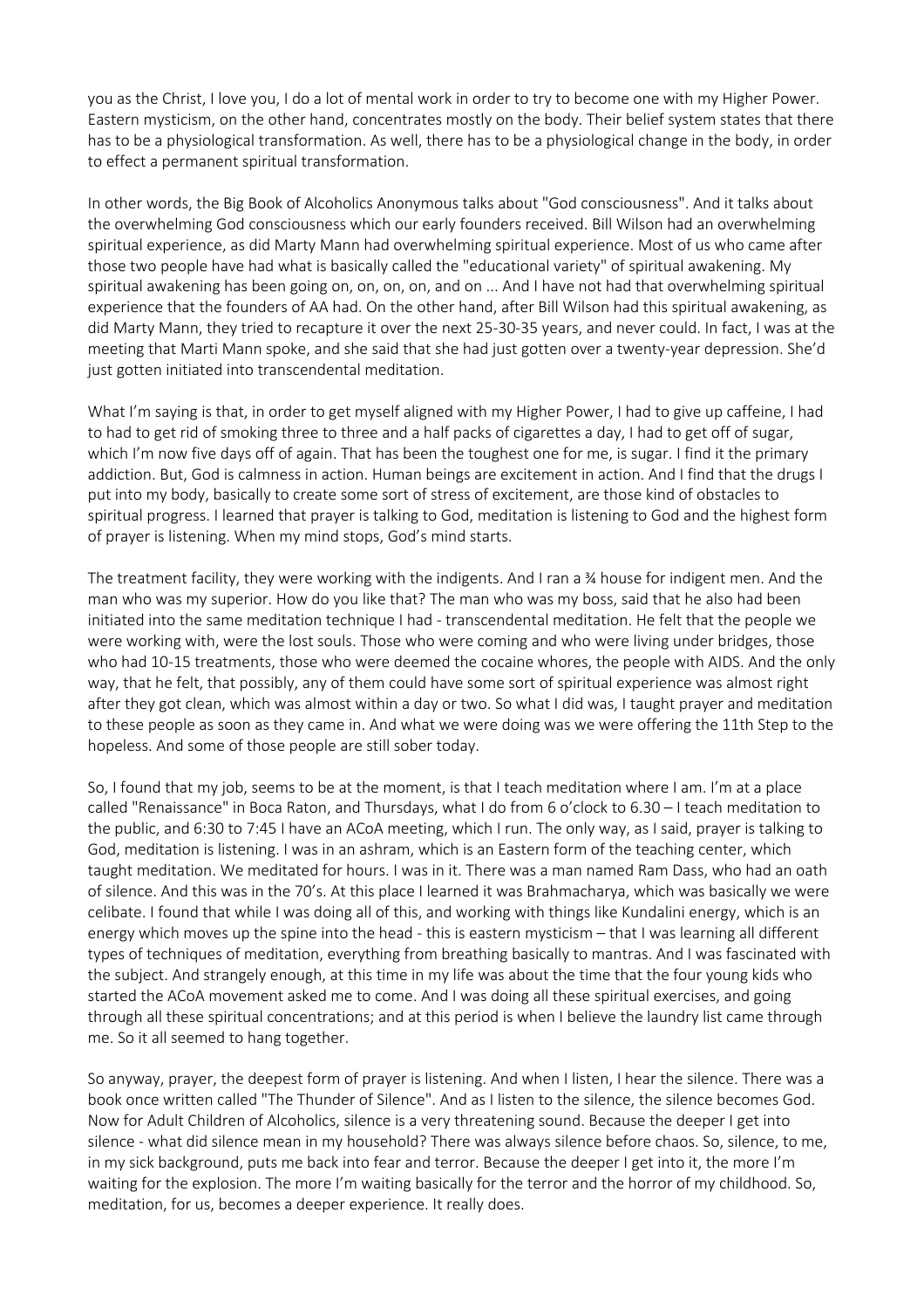you as the Christ, I love you, I do a lot of mental work in order to try to become one with my Higher Power. Eastern mysticism, on the other hand, concentrates mostly on the body. Their belief system states that there has to be a physiological transformation. As well, there has to be a physiological change in the body, in order to effect a permanent spiritual transformation.

In other words, the Big Book of Alcoholics Anonymous talks about "God consciousness". And it talks about the overwhelming God consciousness which our early founders received. Bill Wilson had an overwhelming spiritual experience, as did Marty Mann had overwhelming spiritual experience. Most of us who came after those two people have had what is basically called the "educational variety" of spiritual awakening. My spiritual awakening has been going on, on, on, on, and on ... And I have not had that overwhelming spiritual experience that the founders of AA had. On the other hand, after Bill Wilson had this spiritual awakening, as did Marty Mann, they tried to recapture it over the next 25-30-35 years, and never could. In fact, I was at the meeting that Marti Mann spoke, and she said that she had just gotten over a twenty-year depression. She'd just gotten initiated into transcendental meditation.

What I'm saying is that, in order to get myself aligned with my Higher Power, I had to give up caffeine, I had to had to get rid of smoking three to three and a half packs of cigarettes a day, I had to get off of sugar, which I'm now five days off of again. That has been the toughest one for me, is sugar. I find it the primary addiction. But, God is calmness in action. Human beings are excitement in action. And I find that the drugs I put into my body, basically to create some sort of stress of excitement, are those kind of obstacles to spiritual progress. I learned that prayer is talking to God, meditation is listening to God and the highest form of prayer is listening. When my mind stops, God's mind starts.

The treatment facility, they were working with the indigents. And I ran a ¾ house for indigent men. And the man who was my superior. How do you like that? The man who was my boss, said that he also had been initiated into the same meditation technique I had - transcendental meditation. He felt that the people we were working with, were the lost souls. Those who were coming and who were living under bridges, those who had 10-15 treatments, those who were deemed the cocaine whores, the people with AIDS. And the only way, that he felt, that possibly, any of them could have some sort of spiritual experience was almost right after they got clean, which was almost within a day or two. So what I did was, I taught prayer and meditation to these people as soon as they came in. And what we were doing was we were offering the 11th Step to the hopeless. And some of those people are still sober today.

So, I found that my job, seems to be at the moment, is that I teach meditation where I am. I'm at a place called "Renaissance" in Boca Raton, and Thursdays, what I do from 6 o'clock to 6.30 – I teach meditation to the public, and 6:30 to 7:45 I have an ACoA meeting, which I run. The only way, as I said, prayer is talking to God, meditation is listening. I was in an ashram, which is an Eastern form of the teaching center, which taught meditation. We meditated for hours. I was in it. There was a man named Ram Dass, who had an oath of silence. And this was in the 70's. At this place I learned it was Brahmacharya, which was basically we were celibate. I found that while I was doing all of this, and working with things like Kundalini energy, which is an energy which moves up the spine into the head - this is eastern mysticism – that I was learning all different types of techniques of meditation, everything from breathing basically to mantras. And I was fascinated with the subject. And strangely enough, at this time in my life was about the time that the four young kids who started the ACoA movement asked me to come. And I was doing all these spiritual exercises, and going through all these spiritual concentrations; and at this period is when I believe the laundry list came through me. So it all seemed to hang together.

So anyway, prayer, the deepest form of prayer is listening. And when I listen, I hear the silence. There was a book once written called "The Thunder of Silence". And as I listen to the silence, the silence becomes God. Now for Adult Children of Alcoholics, silence is a very threatening sound. Because the deeper I get into silence - what did silence mean in my household? There was always silence before chaos. So, silence, to me, in my sick background, puts me back into fear and terror. Because the deeper I get into it, the more I'm waiting for the explosion. The more I'm waiting basically for the terror and the horror of my childhood. So, meditation, for us, becomes a deeper experience. It really does.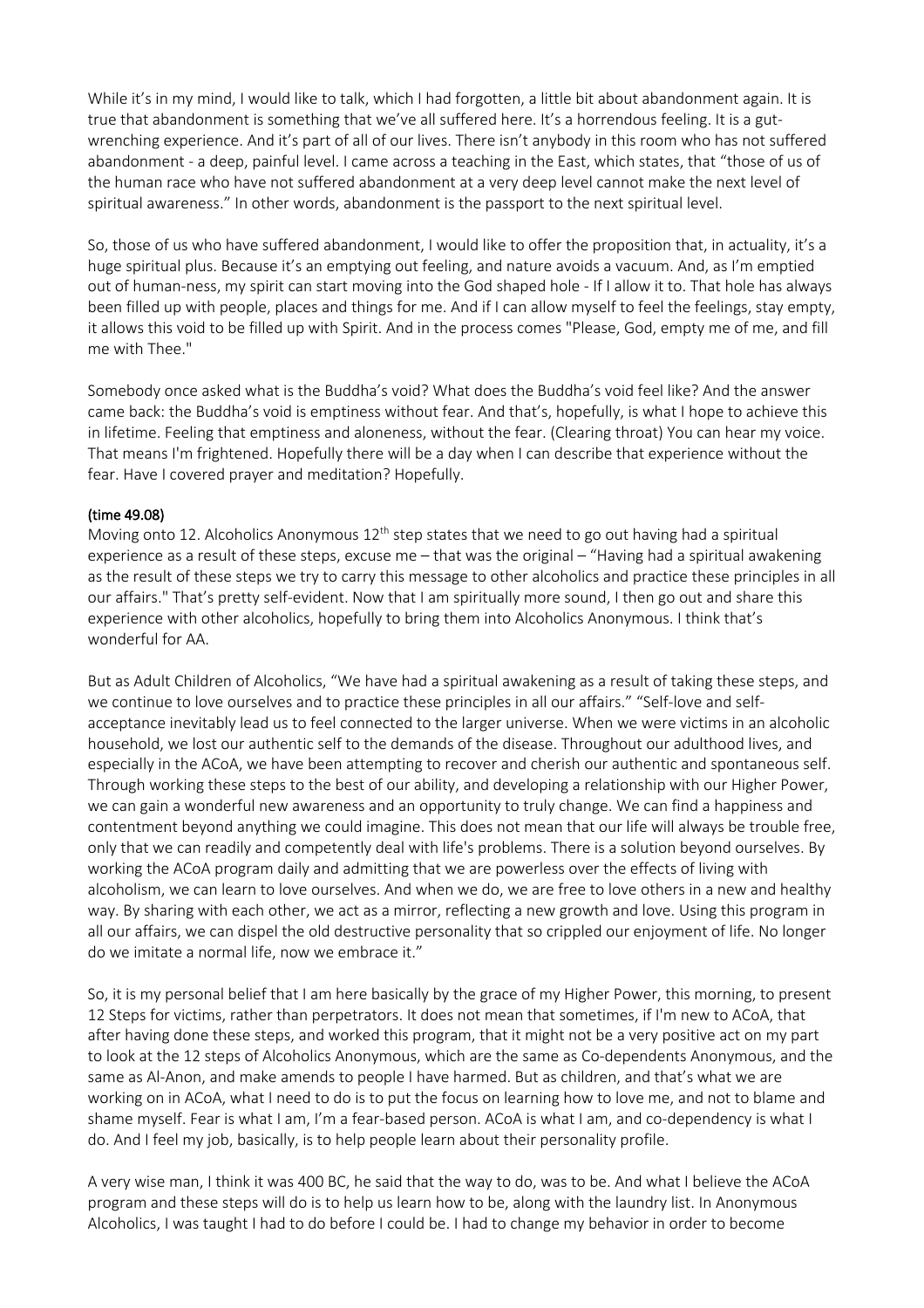While it's in my mind, I would like to talk, which I had forgotten, a little bit about abandonment again. It is true that abandonment is something that we've all suffered here. It's a horrendous feeling. It is a gut-wrenching experience. And it's part of all of our lives. There isn't anybody in this room who has not suffered abandonment - a deep, painful level. I came across a teaching in the East, which states, that "those of us of the human race who have not suffered abandonment at a very deep level cannot make the next level of spiritual awareness." In other words, abandonment is the passport to the next spiritual level.

So, those of us who have suffered abandonment, I would like to offer the proposition that, in actuality, it's a huge spiritual plus. Because it's an emptying out feeling, and nature avoids a vacuum. And, as I'm emptied out of human-ness, my spirit can start moving into the God shaped hole - If I allow it to. That hole has always been filled up with people, places and things for me. And if I can allow myself to feel the feelings, stay empty, it allows this void to be filled up with Spirit. And in the process comes "Please, God, empty me of me, and fill me with Thee."

Somebody once asked what is the Buddha's void? What does the Buddha's void feel like? And the answer came back: the Buddha's void is emptiness without fear. And that's, hopefully, is what I hope to achieve this in lifetime. Feeling that emptiness and aloneness, without the fear. (Clearing throat) You can hear my voice. That means I'm frightened. Hopefully there will be a day when I can describe that experience without the fear. Have I covered prayer and meditation? Hopefully.

**(time 49.08)**

Moving onto 12. Alcoholics Anonymous 12th step states that we need to go out having had a spiritual experience as a result of these steps, excuse me – that was the original – "Having had a spiritual awakening as the result of these steps we try to carry this message to other alcoholics and practice these principles in all our affairs." That's pretty self-evident. Now that I am spiritually more sound, I then go out and share this experience with other alcoholics, hopefully to bring them into Alcoholics Anonymous. I think that's wonderful for AA.

But as Adult Children of Alcoholics, "We have had a spiritual awakening as a result of taking these steps, and we continue to love ourselves and to practice these principles in all our affairs." "Self-love and self-acceptance inevitably lead us to feel connected to the larger universe. When we were victims in an alcoholic household, we lost our authentic self to the demands of the disease. Throughout our adulthood lives, and especially in the ACoA, we have been attempting to recover and cherish our authentic and spontaneous self. Through working these steps to the best of our ability, and developing a relationship with our Higher Power, we can gain a wonderful new awareness and an opportunity to truly change. We can find a happiness and contentment beyond anything we could imagine. This does not mean that our life will always be trouble free, only that we can readily and competently deal with life's problems. There is a solution beyond ourselves. By working the ACoA program daily and admitting that we are powerless over the effects of living with alcoholism, we can learn to love ourselves. And when we do, we are free to love others in a new and healthy way. By sharing with each other, we act as a mirror, reflecting a new growth and love. Using this program in all our affairs, we can dispel the old destructive personality that so crippled our enjoyment of life. No longer do we imitate a normal life, now we embrace it."

So, it is my personal belief that I am here basically by the grace of my Higher Power, this morning, to present 12 Steps for victims, rather than perpetrators. It does not mean that sometimes, if I'm new to ACoA, that after having done these steps, and worked this program, that it might not be a very positive act on my part to look at the 12 steps of Alcoholics Anonymous, which are the same as Co-dependents Anonymous, and the same as Al-Anon, and make amends to people I have harmed. But as children, and that's what we are working on in ACoA, what I need to do is to put the focus on learning how to love me, and not to blame and shame myself. Fear is what I am, I'm a fear-based person. ACoA is what I am, and co-dependency is what I do. And I feel my job, basically, is to help people learn about their personality profile.

A very wise man, I think it was 400 BC, he said that the way to do, was to be. And what I believe the ACoA program and these steps will do is to help us learn how to be, along with the laundry list. In Anonymous Alcoholics, I was taught I had to do before I could be. I had to change my behavior in order to become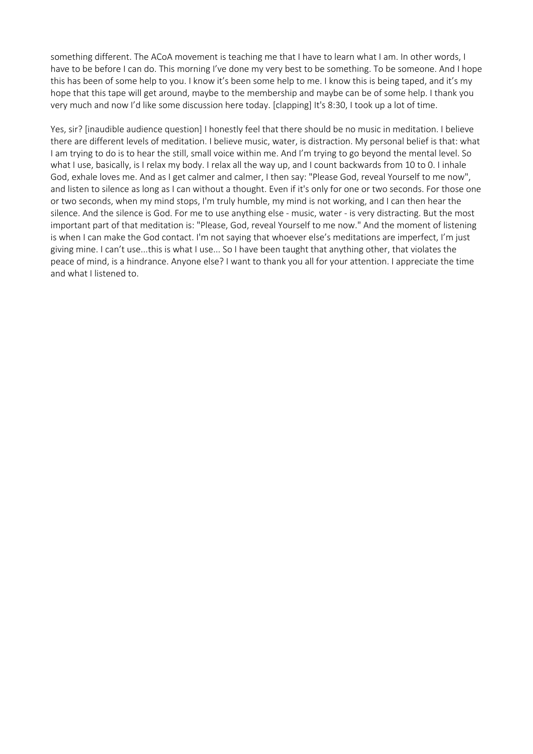something different. The ACoA movement is teaching me that I have to learn what I am. In other words, I have to be before I can do. This morning I've done my very best to be something. To be someone. And I hope this has been of some help to you. I know it's been some help to me. I know this is being taped, and it's my hope that this tape will get around, maybe to the membership and maybe can be of some help. I thank you very much and now I'd like some discussion here today. [clapping] It's 8:30, I took up a lot of time.

Yes, sir? [inaudible audience question] I honestly feel that there should be no music in meditation. I believe there are different levels of meditation. I believe music, water, is distraction. My personal belief is that: what I am trying to do is to hear the still, small voice within me. And I'm trying to go beyond the mental level. So what I use, basically, is I relax my body. I relax all the way up, and I count backwards from 10 to 0. I inhale God, exhale loves me. And as I get calmer and calmer, I then say: "Please God, reveal Yourself to me now", and listen to silence as long as I can without a thought. Even if it's only for one or two seconds. For those one or two seconds, when my mind stops, I'm truly humble, my mind is not working, and I can then hear the silence. And the silence is God. For me to use anything else - music, water - is very distracting. But the most important part of that meditation is: "Please, God, reveal Yourself to me now." And the moment of listening is when I can make the God contact. I'm not saying that whoever else's meditations are imperfect, I'm just giving mine. I can't use...this is what I use... So I have been taught that anything other, that violates the peace of mind, is a hindrance. Anyone else? I want to thank you all for your attention. I appreciate the time and what I listened to.